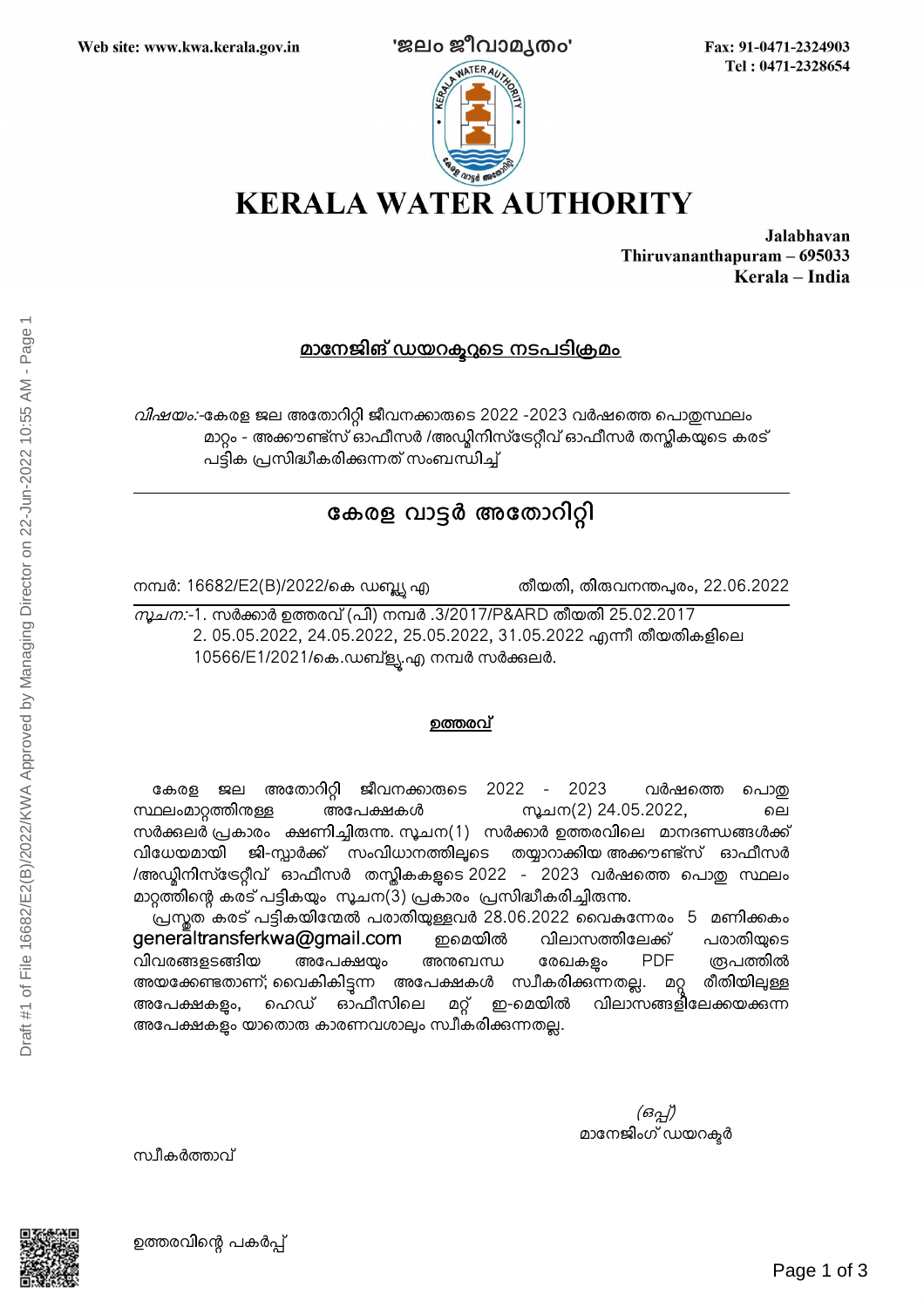Web site: www.kwa.kerala.gov.in  'ജലം ജീവാമൃതം'  Fax: 91-0471-2324903
Tel : 0471-2328654

# KERALA WATER AUTHORITY

**Jalabhavan**
**Thiruvananthapuram – 695033**
**Kerala – India**

## മാനേജിങ് ഡയറക്ടറുടെ നടപടിക്രമം

*വിഷയം:-*കേരള ജല അതോറിറ്റി ജീവനക്കാരുടെ 2022 -2023 വർഷത്തെ പൊതുസ്ഥലം മാറ്റം - അക്കൗണ്ട്സ് ഓഫീസർ /അഡ്മിനിസ്ട്രേറ്റീവ് ഓഫീസർ തസ്തികയുടെ കരട് പട്ടിക പ്രസിദ്ധീകരിക്കുന്നത് സംബന്ധിച്ച്

---

## കേരള വാട്ടർ അതോറിറ്റി

നമ്പർ: 16682/E2(B)/2022/കെ ഡബ്ല്യു എ  തീയതി, തിരുവനന്തപുരം, 22.06.2022

---

*സൂചന:-*1. സർക്കാർ ഉത്തരവ് (പി) നമ്പർ .3/2017/P&ARD തീയതി 25.02.2017
2. 05.05.2022, 24.05.2022, 25.05.2022, 31.05.2022 എന്നീ തീയതികളിലെ 10566/E1/2021/കെ.ഡബ്ല്യു.എ നമ്പർ സർക്കുലർ.

### ഉത്തരവ്

കേരള ജല അതോറിറ്റി ജീവനക്കാരുടെ 2022 - 2023 വർഷത്തെ പൊതു സ്ഥലംമാറ്റത്തിനുള്ള അപേക്ഷകൾ സൂചന(2) 24.05.2022, ലെ സർക്കുലർ പ്രകാരം ക്ഷണിച്ചിരുന്നു. സൂചന(1) സർക്കാർ ഉത്തരവിലെ മാനദണ്ഡങ്ങൾക്ക് വിധേയമായി ജി-സ്പാർക്ക് സംവിധാനത്തിലൂടെ തയ്യാറാക്കിയ അക്കൗണ്ട്സ് ഓഫീസർ /അഡ്മിനിസ്ട്രേറ്റീവ് ഓഫീസർ തസ്തികകളുടെ 2022 - 2023 വർഷത്തെ പൊതു സ്ഥലം മാറ്റത്തിന്റെ കരട് പട്ടികയും സൂചന(3) പ്രകാരം പ്രസിദ്ധീകരിച്ചിരുന്നു.

പ്രസ്തുത കരട് പട്ടികയിന്മേൽ പരാതിയുള്ളവർ 28.06.2022 വൈകുന്നേരം 5 മണിക്കകം generaltransferkwa@gmail.com ഇമെയിൽ വിലാസത്തിലേക്ക് പരാതിയുടെ വിവരങ്ങളടങ്ങിയ അപേക്ഷയും അനുബന്ധ രേഖകളും PDF രൂപത്തിൽ അയക്കേണ്ടതാണ്; വൈകികിട്ടുന്ന അപേക്ഷകൾ സ്വീകരിക്കുന്നതല്ല. മറ്റ് രീതിയിലുള്ള അപേക്ഷകളും, ഹെഡ് ഓഫീസിലെ മറ്റ് ഇ-മെയിൽ വിലാസങ്ങളിലേക്കയക്കുന്ന അപേക്ഷകളും യാതൊരു കാരണവശാലും സ്വീകരിക്കുന്നതല്ല.

*(ഒപ്പ്)*
മാനേജിംഗ് ഡയറക്ടർ

സ്വീകർത്താവ്

ഉത്തരവിന്റെ പകർപ്പ്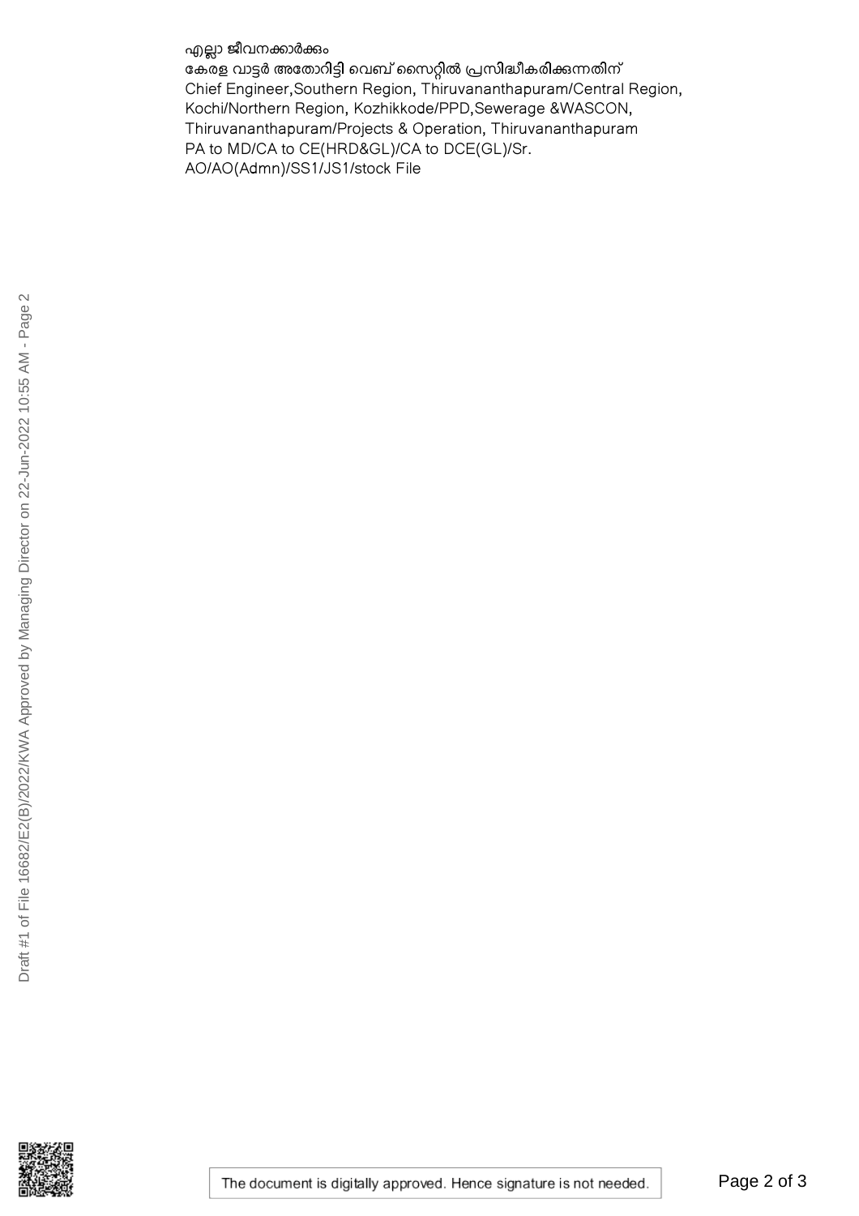എല്ലാ ജീവനക്കാർക്കും
കേരള വാട്ടർ അതോറിട്ടി വെബ് സൈറ്റിൽ പ്രസിദ്ധീകരിക്കുന്നതിന്
Chief Engineer,Southern Region, Thiruvananthapuram/Central Region, Kochi/Northern Region, Kozhikkode/PPD,Sewerage &WASCON, Thiruvananthapuram/Projects & Operation, Thiruvananthapuram
PA to MD/CA to CE(HRD&GL)/CA to DCE(GL)/Sr. AO/AO(Admn)/SS1/JS1/stock File

Draft #1 of File 16682/E2(B)/2022/KWA Approved by Managing Director on 22-Jun-2022 10:55 AM - Page 2

The document is digitally approved. Hence signature is not needed.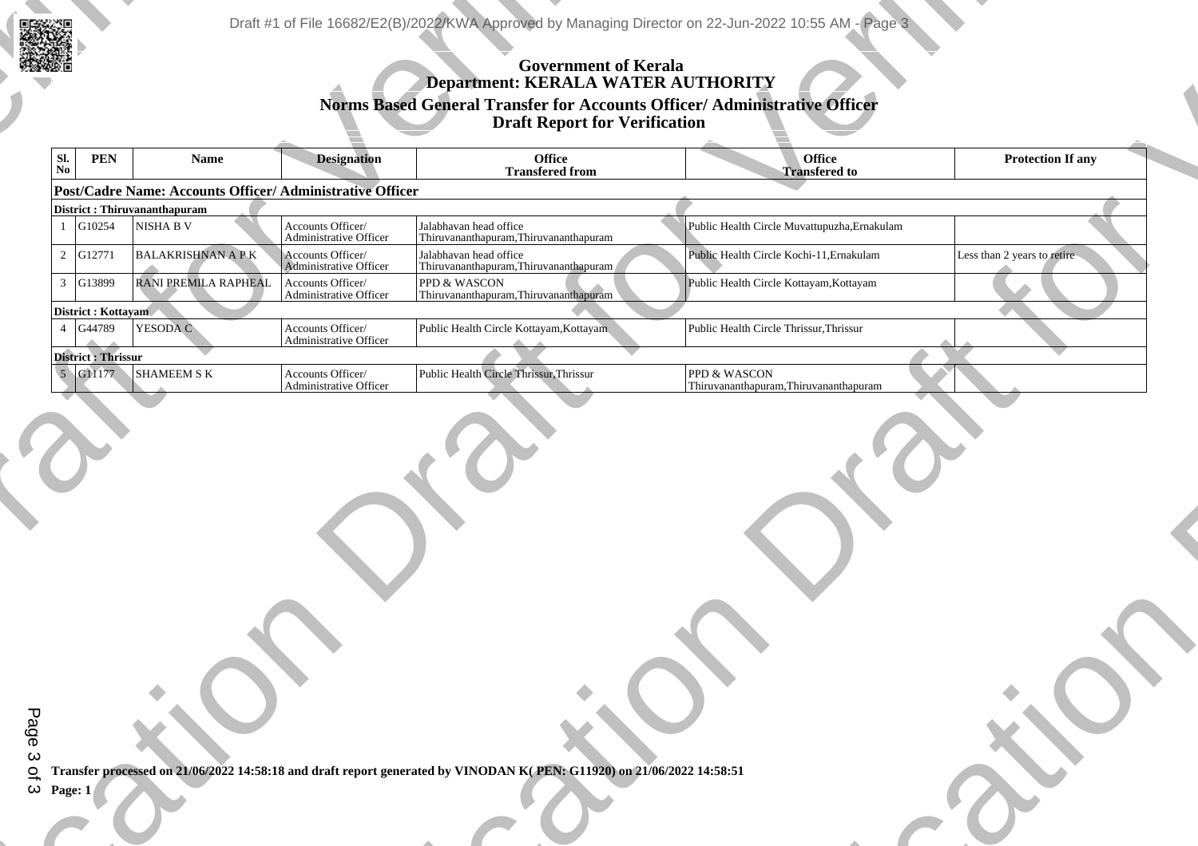# Government of Kerala
## Department: KERALA WATER AUTHORITY
### Norms Based General Transfer for Accounts Officer/ Administrative Officer
### Draft Report for Verification

| Sl. No | PEN | Name | Designation | Office Transfered from | Office Transfered to | Protection If any |
|---|---|---|---|---|---|---|
| **Post/Cadre Name: Accounts Officer/ Administrative Officer** | | | | | | |
| **District : Thiruvananthapuram** | | | | | | |
| 1 | G10254 | NISHA B V | Accounts Officer/ Administrative Officer | Jalabhavan head office Thiruvananthapuram,Thiruvananthapuram | Public Health Circle Muvattupuzha,Ernakulam | |
| 2 | G12771 | BALAKRISHNAN A P K | Accounts Officer/ Administrative Officer | Jalabhavan head office Thiruvananthapuram,Thiruvananthapuram | Public Health Circle Kochi-11,Ernakulam | Less than 2 years to retire |
| 3 | G13899 | RANI PREMILA RAPHEAL | Accounts Officer/ Administrative Officer | PPD & WASCON Thiruvananthapuram,Thiruvananthapuram | Public Health Circle Kottayam,Kottayam | |
| **District : Kottayam** | | | | | | |
| 4 | G44789 | YESODA C | Accounts Officer/ Administrative Officer | Public Health Circle Kottayam,Kottayam | Public Health Circle Thrissur,Thrissur | |
| **District : Thrissur** | | | | | | |
| 5 | G11177 | SHAMEEM S K | Accounts Officer/ Administrative Officer | Public Health Circle Thrissur,Thrissur | PPD & WASCON Thiruvananthapuram,Thiruvananthapuram | |

**Transfer processed on 21/06/2022 14:58:18 and draft report generated by VINODAN K( PEN: G11920) on 21/06/2022 14:58:51**